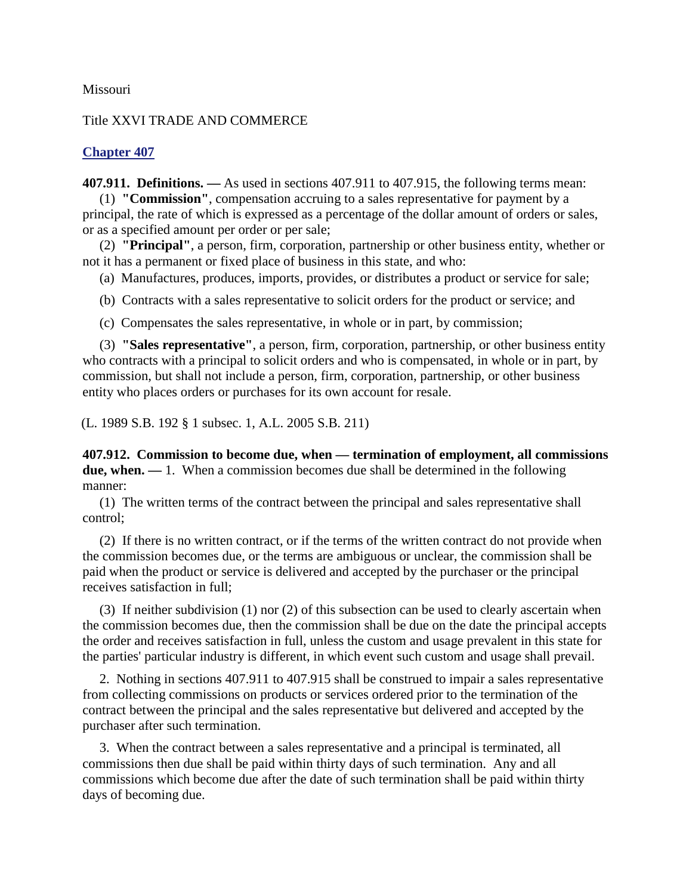Missouri

Title XXVI TRADE AND COMMERCE

## Chapter 407

**407.911. Definitions. —** As used in sections 407.911 to 407.915, the following terms mean:

(1) **"Commission"**, compensation accruing to a sales representative for payment by a principal, the rate of which is expressed as a percentage of the dollar amount of orders or sales, or as a specified amount per order or per sale;

(2) **"Principal"**, a person, firm, corporation, partnership or other business entity, whether or not it has a permanent or fixed place of business in this state, and who:

(a) Manufactures, produces, imports, provides, or distributes a product or service for sale;

(b) Contracts with a sales representative to solicit orders for the product or service; and

(c) Compensates the sales representative, in whole or in part, by commission;

(3) **"Sales representative"**, a person, firm, corporation, partnership, or other business entity who contracts with a principal to solicit orders and who is compensated, in whole or in part, by commission, but shall not include a person, firm, corporation, partnership, or other business entity who places orders or purchases for its own account for resale.

(L. 1989 S.B. 192 § 1 subsec. 1, A.L. 2005 S.B. 211)

**407.912. Commission to become due, when — termination of employment, all commissions due, when. —** 1. When a commission becomes due shall be determined in the following manner:

(1) The written terms of the contract between the principal and sales representative shall control;

(2) If there is no written contract, or if the terms of the written contract do not provide when the commission becomes due, or the terms are ambiguous or unclear, the commission shall be paid when the product or service is delivered and accepted by the purchaser or the principal receives satisfaction in full;

(3) If neither subdivision (1) nor (2) of this subsection can be used to clearly ascertain when the commission becomes due, then the commission shall be due on the date the principal accepts the order and receives satisfaction in full, unless the custom and usage prevalent in this state for the parties' particular industry is different, in which event such custom and usage shall prevail.

2. Nothing in sections 407.911 to 407.915 shall be construed to impair a sales representative from collecting commissions on products or services ordered prior to the termination of the contract between the principal and the sales representative but delivered and accepted by the purchaser after such termination.

3. When the contract between a sales representative and a principal is terminated, all commissions then due shall be paid within thirty days of such termination. Any and all commissions which become due after the date of such termination shall be paid within thirty days of becoming due.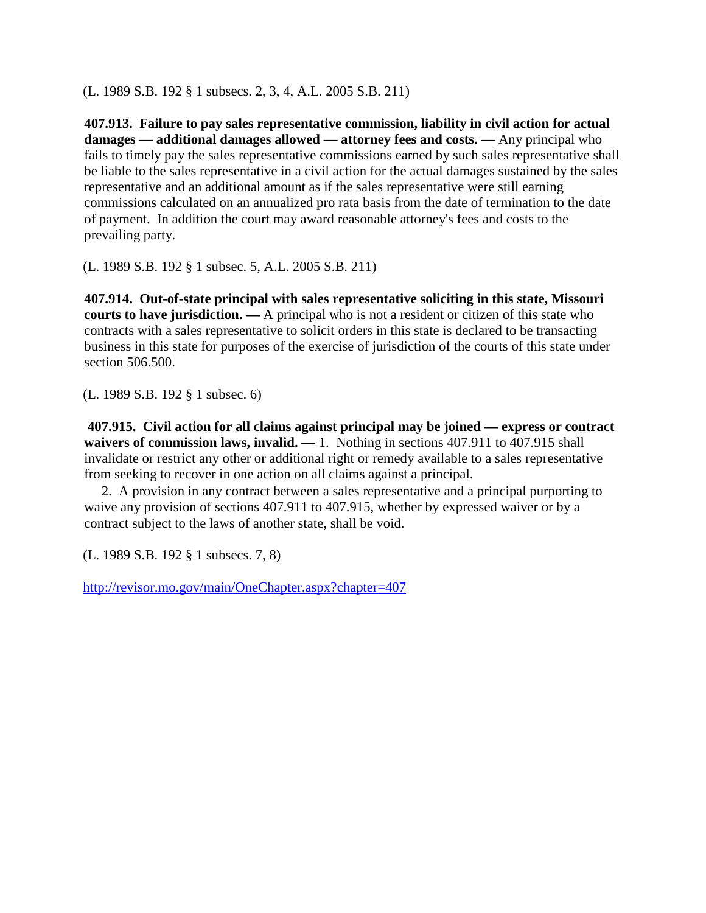(L. 1989 S.B. 192 § 1 subsecs. 2, 3, 4, A.L. 2005 S.B. 211)

**407.913. Failure to pay sales representative commission, liability in civil action for actual damages — additional damages allowed — attorney fees and costs. —** Any principal who fails to timely pay the sales representative commissions earned by such sales representative shall be liable to the sales representative in a civil action for the actual damages sustained by the sales representative and an additional amount as if the sales representative were still earning commissions calculated on an annualized pro rata basis from the date of termination to the date of payment. In addition the court may award reasonable attorney's fees and costs to the prevailing party.

(L. 1989 S.B. 192 § 1 subsec. 5, A.L. 2005 S.B. 211)

**407.914. Out-of-state principal with sales representative soliciting in this state, Missouri courts to have jurisdiction. —** A principal who is not a resident or citizen of this state who contracts with a sales representative to solicit orders in this state is declared to be transacting business in this state for purposes of the exercise of jurisdiction of the courts of this state under section 506.500.

(L. 1989 S.B. 192 § 1 subsec. 6)

**407.915. Civil action for all claims against principal may be joined — express or contract waivers of commission laws, invalid. —** 1. Nothing in sections 407.911 to 407.915 shall invalidate or restrict any other or additional right or remedy available to a sales representative from seeking to recover in one action on all claims against a principal.

2. A provision in any contract between a sales representative and a principal purporting to waive any provision of sections 407.911 to 407.915, whether by expressed waiver or by a contract subject to the laws of another state, shall be void.

(L. 1989 S.B. 192 § 1 subsecs. 7, 8)

http://revisor.mo.gov/main/OneChapter.aspx?chapter=407